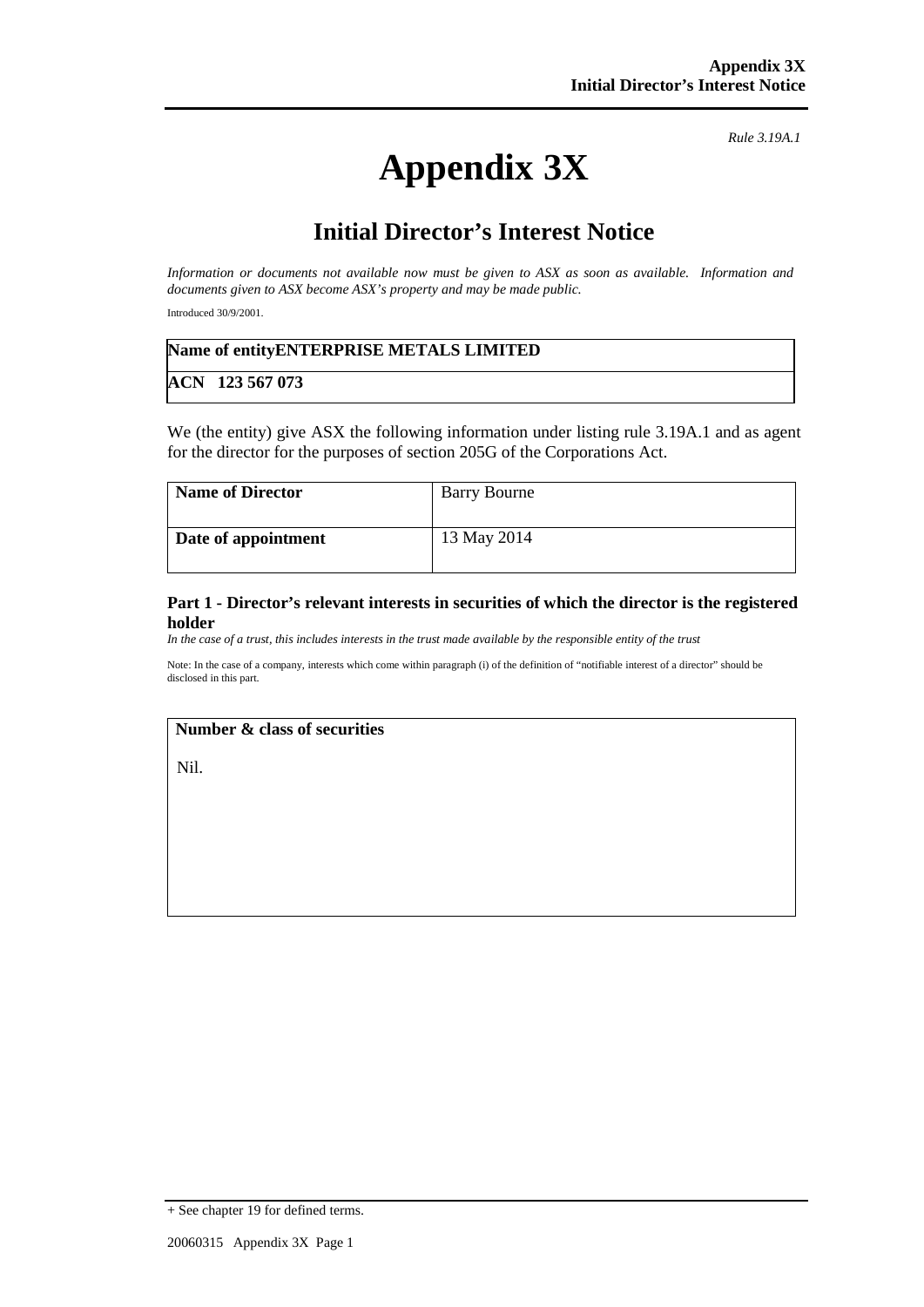*Rule 3.19A.1*

# Appendix 3X

## Initial Director's Interest Notice

*Information or documents not available now must be given to ASX as soon as available. Information and documents given to ASX become ASX's property and may be made public.*

Introduced 30/9/2001.

| **Name of entity ENTERPRISE METALS LIMITED** |
|---|
| **ACN 123 567 073** |

We (the entity) give ASX the following information under listing rule 3.19A.1 and as agent for the director for the purposes of section 205G of the Corporations Act.

| **Name of Director** | Barry Bourne |
|---|---|
| **Date of appointment** | 13 May 2014 |

### Part 1 - Director's relevant interests in securities of which the director is the registered holder

*In the case of a trust, this includes interests in the trust made available by the responsible entity of the trust*

Note: In the case of a company, interests which come within paragraph (i) of the definition of "notifiable interest of a director" should be disclosed in this part.

| **Number & class of securities** |
|---|
| Nil. |

+ See chapter 19 for defined terms.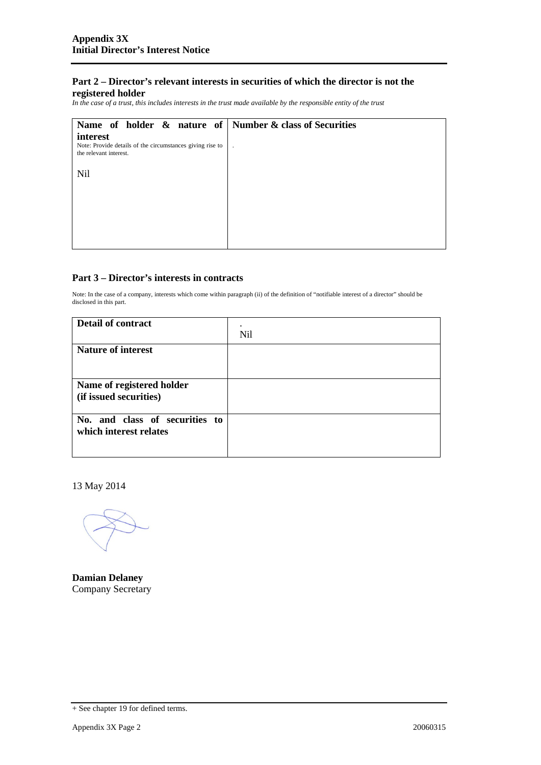## Part 2 – Director's relevant interests in securities of which the director is not the registered holder

*In the case of a trust, this includes interests in the trust made available by the responsible entity of the trust*

| Name of holder & nature of interest<br>Note: Provide details of the circumstances giving rise to the relevant interest. | Number & class of Securities |
|---|---|
| Nil | . |

## Part 3 – Director's interests in contracts

Note: In the case of a company, interests which come within paragraph (ii) of the definition of "notifiable interest of a director" should be disclosed in this part.

| | |
|---|---|
| **Detail of contract** | .<br>Nil |
| **Nature of interest** | |
| **Name of registered holder (if issued securities)** | |
| **No. and class of securities to which interest relates** | |

13 May 2014

**Damian Delaney**
Company Secretary

+ See chapter 19 for defined terms.